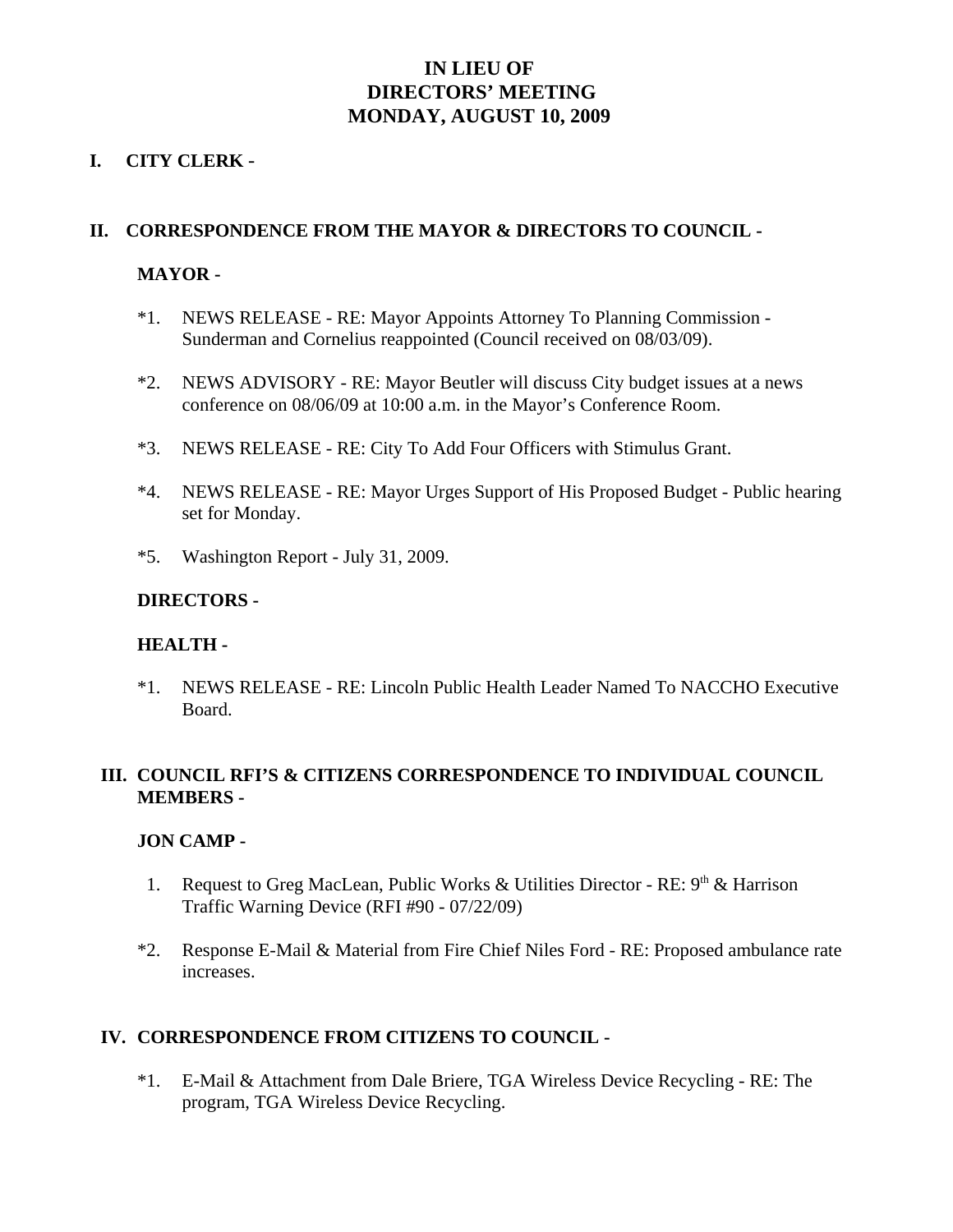# IN LIEU OF
# DIRECTORS' MEETING
# MONDAY, AUGUST 10, 2009

## I. CITY CLERK -

## II. CORRESPONDENCE FROM THE MAYOR & DIRECTORS TO COUNCIL -

### MAYOR -

*1. NEWS RELEASE - RE: Mayor Appoints Attorney To Planning Commission - Sunderman and Cornelius reappointed (Council received on 08/03/09).

*2. NEWS ADVISORY - RE: Mayor Beutler will discuss City budget issues at a news conference on 08/06/09 at 10:00 a.m. in the Mayor's Conference Room.

*3. NEWS RELEASE - RE: City To Add Four Officers with Stimulus Grant.

*4. NEWS RELEASE - RE: Mayor Urges Support of His Proposed Budget - Public hearing set for Monday.

*5. Washington Report - July 31, 2009.

### DIRECTORS -

### HEALTH -

*1. NEWS RELEASE - RE: Lincoln Public Health Leader Named To NACCHO Executive Board.

## III. COUNCIL RFI'S & CITIZENS CORRESPONDENCE TO INDIVIDUAL COUNCIL MEMBERS -

### JON CAMP -

1. Request to Greg MacLean, Public Works & Utilities Director - RE: 9th & Harrison Traffic Warning Device (RFI #90 - 07/22/09)

*2. Response E-Mail & Material from Fire Chief Niles Ford - RE: Proposed ambulance rate increases.

## IV. CORRESPONDENCE FROM CITIZENS TO COUNCIL -

*1. E-Mail & Attachment from Dale Briere, TGA Wireless Device Recycling - RE: The program, TGA Wireless Device Recycling.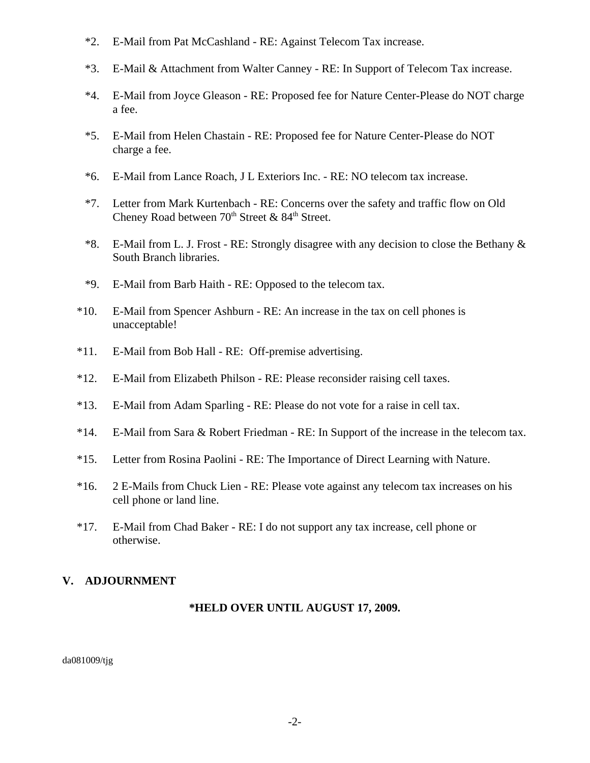*2. E-Mail from Pat McCashland - RE: Against Telecom Tax increase.

*3. E-Mail & Attachment from Walter Canney - RE: In Support of Telecom Tax increase.

*4. E-Mail from Joyce Gleason - RE: Proposed fee for Nature Center-Please do NOT charge a fee.

*5. E-Mail from Helen Chastain - RE: Proposed fee for Nature Center-Please do NOT charge a fee.

*6. E-Mail from Lance Roach, J L Exteriors Inc. - RE: NO telecom tax increase.

*7. Letter from Mark Kurtenbach - RE: Concerns over the safety and traffic flow on Old Cheney Road between 70th Street & 84th Street.

*8. E-Mail from L. J. Frost - RE: Strongly disagree with any decision to close the Bethany & South Branch libraries.

*9. E-Mail from Barb Haith - RE: Opposed to the telecom tax.

*10. E-Mail from Spencer Ashburn - RE: An increase in the tax on cell phones is unacceptable!

*11. E-Mail from Bob Hall - RE: Off-premise advertising.

*12. E-Mail from Elizabeth Philson - RE: Please reconsider raising cell taxes.

*13. E-Mail from Adam Sparling - RE: Please do not vote for a raise in cell tax.

*14. E-Mail from Sara & Robert Friedman - RE: In Support of the increase in the telecom tax.

*15. Letter from Rosina Paolini - RE: The Importance of Direct Learning with Nature.

*16. 2 E-Mails from Chuck Lien - RE: Please vote against any telecom tax increases on his cell phone or land line.

*17. E-Mail from Chad Baker - RE: I do not support any tax increase, cell phone or otherwise.

## V. ADJOURNMENT

**\*HELD OVER UNTIL AUGUST 17, 2009.**

da081009/tjg